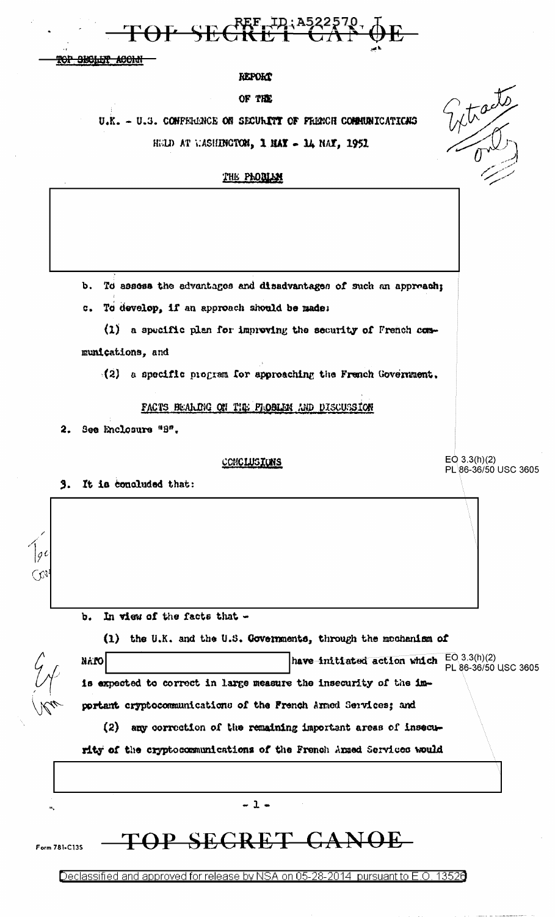TOP SECRET CANOE

TOP SECRET ACORN

REPORT

OF THE

U.K. - U.S. CONFERENCE ON SECURITY OF FRENCH COMMUNICATIONS

HELD AT WASHINGTON, 1 MAY - 14 MAY, 1952

Extracts only

THE PROBLEM

b. To assess the advantages and disadvantages of such an approach;

c. To develop, if an approach should be made:

(1) a specific plan for improving the security of French communications, and

(2) a specific program for approaching the French Government.

FACTS BEARING ON THE PROBLEM AND DISCUSSION

2. See Enclosure "B".

CONCLUSIONS

EO 3.3(h)(2)
PL 86-36/50 USC 3605

3. It is concluded that:

b. In view of the facts that -

(1) the U.K. and the U.S. Governments, through the mechanism of NATO [redacted] have initiated action which is expected to correct in large measure the insecurity of the important cryptocommunications of the French Armed Services; and

EO 3.3(h)(2)
PL 86-36/50 USC 3605

(2) any correction of the remaining important areas of insecurity of the cryptocommunications of the French Armed Services would

TOP SECRET CANOE

Form 781-C13S

Declassified and approved for release by NSA on 05-28-2014 pursuant to E.O. 13526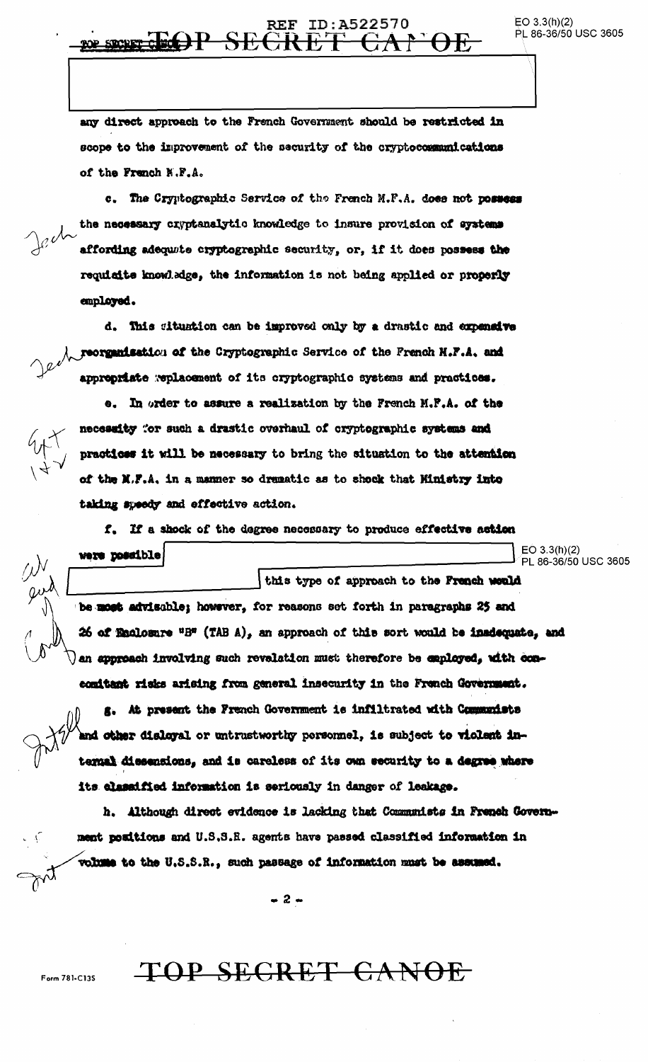any direct approach to the French Government should be restricted in scope to the improvement of the security of the cryptocommunications of the French M.F.A.

c. The Cryptographic Service of the French M.F.A. does not possess the necessary cryptanalytic knowledge to insure provision of systems affording adequate cryptographic security, or, if it does possess the requisite knowledge, the information is not being applied or properly employed.

d. This situation can be improved only by a drastic and expensive reorganization of the Cryptographic Service of the French M.F.A. and appropriate replacement of its cryptographic systems and practices.

e. In order to assure a realization by the French M.F.A. of the necessity for such a drastic overhaul of cryptographic systems and practices it will be necessary to bring the situation to the attention of the M.F.A. in a manner so dramatic as to shock that Ministry into taking speedy and effective action.

f. If a shock of the degree necessary to produce effective action were possible [REDACTED] this type of approach to the French would be most advisable; however, for reasons set forth in paragraphs 25 and 26 of Enclosure "B" (TAB A), an approach of this sort would be inadequate, and an approach involving such revelation must therefore be employed, with concomitant risks arising from general insecurity in the French Government.

g. At present the French Government is infiltrated with Communists and other disloyal or untrustworthy personnel, is subject to violent internal dissensions, and is careless of its own security to a degree where its classified information is seriously in danger of leakage.

h. Although direct evidence is lacking that Communists in French Government positions and U.S.S.R. agents have passed classified information in volume to the U.S.S.R., such passage of information must be assumed.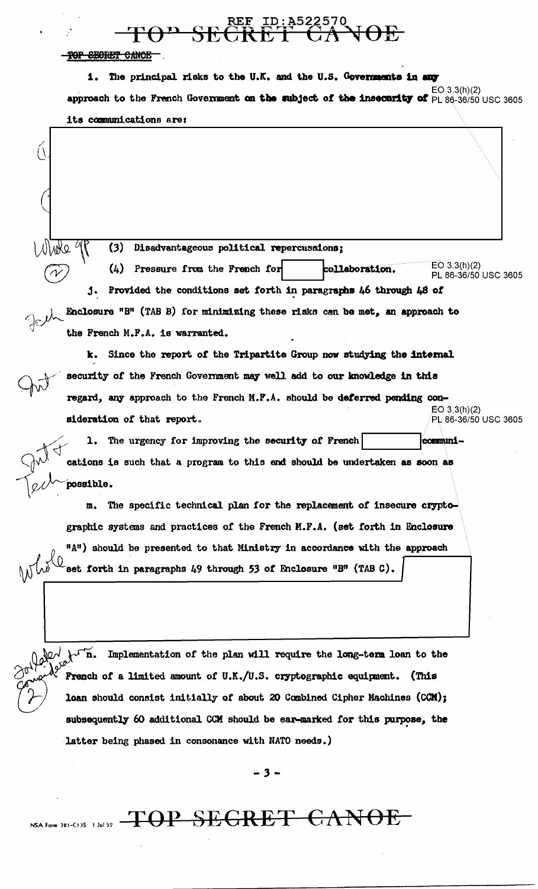REF ID:A522570

TOP SECRET CANOE

i. The principal risks to the U.K. and the U.S. Governments in any approach to the French Government on the subject of the insecurity of its communications are:

EO 3.3(h)(2)
PL 86-36/50 USC 3605

(3) Disadvantageous political repercussions;

(4) Pressure from the French for [ ] collaboration.

EO 3.3(h)(2)
PL 86-36/50 USC 3605

j. Provided the conditions set forth in paragraphs 46 through 48 of Enclosure "B" (TAB B) for minimizing these risks can be met, an approach to the French M.F.A. is warranted.

k. Since the report of the Tripartite Group now studying the internal security of the French Government may well add to our knowledge in this regard, any approach to the French M.F.A. should be deferred pending consideration of that report.

EO 3.3(h)(2)
PL 86-36/50 USC 3605

l. The urgency for improving the security of French [ ] communications is such that a program to this end should be undertaken as soon as possible.

m. The specific technical plan for the replacement of insecure cryptographic systems and practices of the French M.F.A. (set forth in Enclosure "A") should be presented to that Ministry in accordance with the approach set forth in paragraphs 49 through 53 of Enclosure "B" (TAB C).

n. Implementation of the plan will require the long-term loan to the French of a limited amount of U.K./U.S. cryptographic equipment. (This loan should consist initially of about 20 Combined Cipher Machines (CCM); subsequently 60 additional CCM should be ear-marked for this purpose, the latter being phased in consonance with NATO needs.)

TOP SECRET CANOE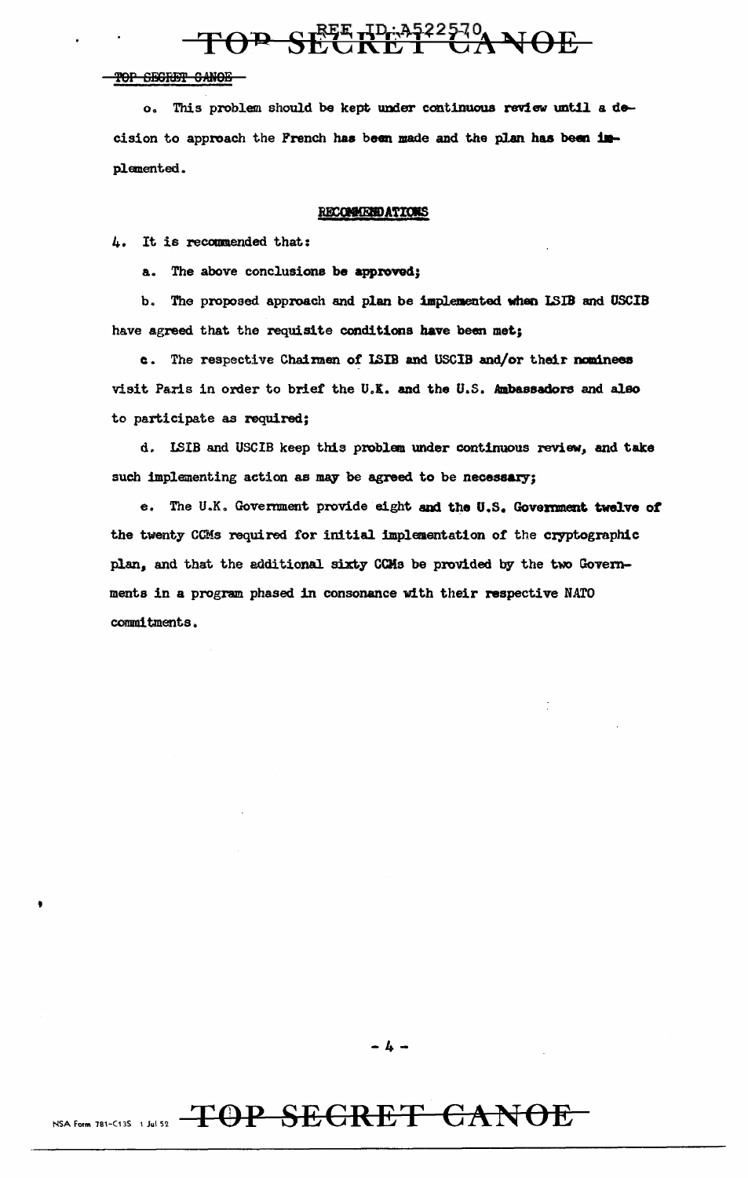o. This problem should be kept under continuous review until a decision to approach the French has been made and the plan has been implemented.

## RECOMMENDATIONS

4. It is recommended that:

a. The above conclusions be approved;

b. The proposed approach and plan be implemented when LSIB and USCIB have agreed that the requisite conditions have been met;

c. The respective Chairmen of LSIB and USCIB and/or their nominees visit Paris in order to brief the U.K. and the U.S. Ambassadors and also to participate as required;

d. LSIB and USCIB keep this problem under continuous review, and take such implementing action as may be agreed to be necessary;

e. The U.K. Government provide eight and the U.S. Government twelve of the twenty CCMs required for initial implementation of the cryptographic plan, and that the additional sixty CCMs be provided by the two Governments in a program phased in consonance with their respective NATO commitments.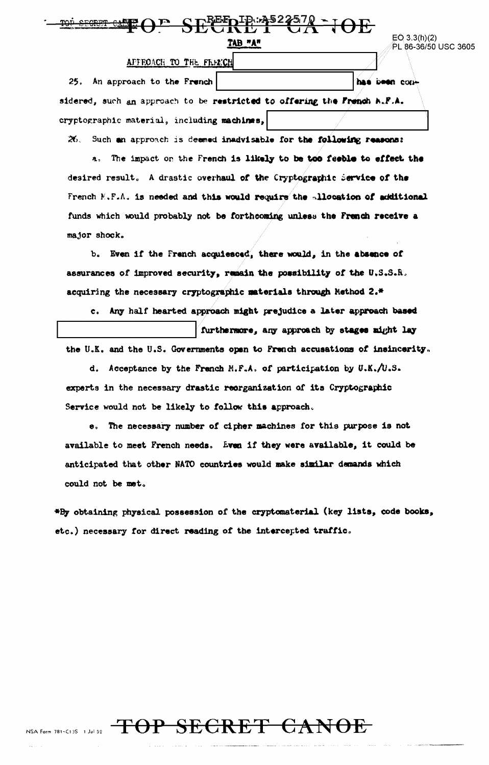TAB "A"

APPROACH TO THE FRENCH

25. An approach to the French has been considered, such an approach to be restricted to offering the French M.F.A. cryptographic material, including machines,

26. Such an approach is deemed inadvisable for the following reasons:

a. The impact on the French is likely to be too feeble to effect the desired result. A drastic overhaul of the Cryptographic Service of the French M.F.A. is needed and this would require the allocation of additional funds which would probably not be forthcoming unless the French receive a major shock.

b. Even if the French acquiesced, there would, in the absence of assurances of improved security, remain the possibility of the U.S.S.R. acquiring the necessary cryptographic materials through Method 2.*

c. Any half hearted approach might prejudice a later approach based furthermore, any approach by stages might lay the U.K. and the U.S. Governments open to French accusations of insincerity.

d. Acceptance by the French M.F.A. of participation by U.K./U.S. experts in the necessary drastic reorganization of its Cryptographic Service would not be likely to follow this approach.

e. The necessary number of cipher machines for this purpose is not available to meet French needs. Even if they were available, it could be anticipated that other NATO countries would make similar demands which could not be met.

*By obtaining physical possession of the cryptomaterial (key lists, code books, etc.) necessary for direct reading of the intercepted traffic.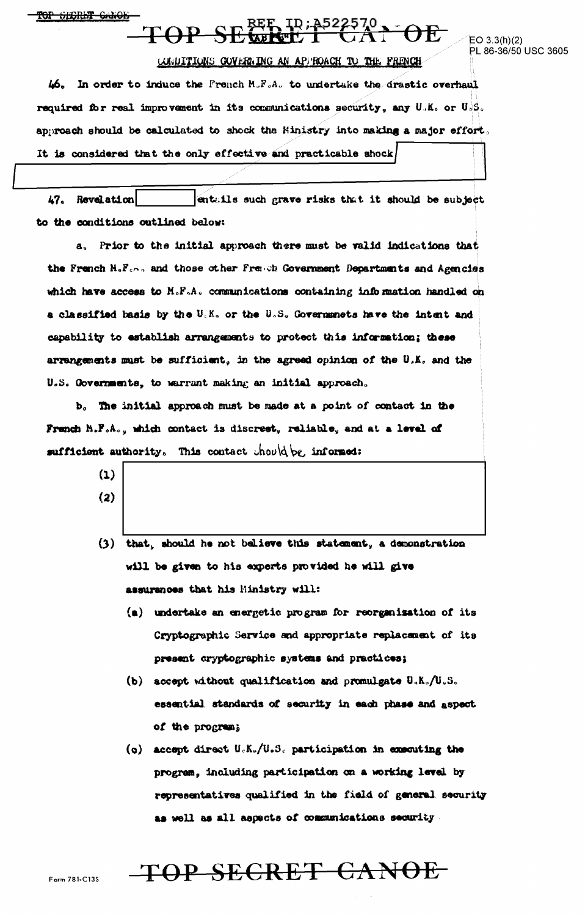## CONDITIONS GOVERNING AN APPROACH TO THE FRENCH

46. In order to induce the French M.F.A. to undertake the drastic overhaul required for real improvement in its communications security, any U.K. or U.S. approach should be calculated to shock the Ministry into making a major effort. It is considered that the only effective and practicable shock

47. Revelation entails such grave risks that it should be subject to the conditions outlined below:

a. Prior to the initial approach there must be valid indications that the French M.F.A. and those other French Government Departments and Agencies which have access to M.F.A. communications containing information handled on a classified basis by the U.K. or the U.S. Governmnets have the intent and capability to establish arrangements to protect this information; these arrangements must be sufficient, in the agreed opinion of the U.K. and the U.S. Governments, to warrant making an initial approach.

b. The initial approach must be made at a point of contact in the French M.F.A., which contact is discreet, reliable, and at a level of sufficient authority. This contact should be informed:

(1)

(2)

(3) that, should he not believe this statement, a demonstration will be given to his experts provided he will give assurances that his Ministry will:

(a) undertake an energetic program for reorganization of its Cryptographic Service and appropriate replacement of its present cryptographic systems and practices;

(b) accept without qualification and promulgate U.K./U.S. essential standards of security in each phase and aspect of the program;

(c) accept direct U.K./U.S. participation in executing the program, including participation on a working level by representatives qualified in the field of general security as well as all aspects of communications security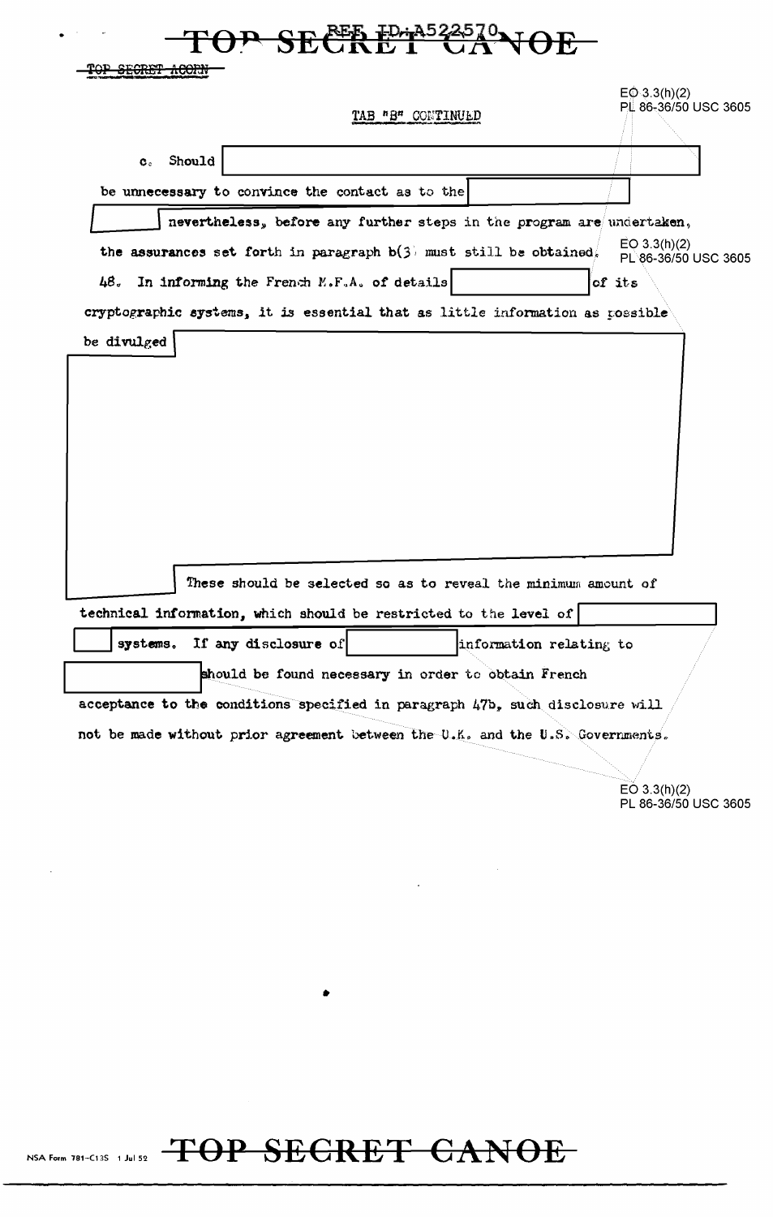TAB "B" CONTINUED

c. Should [redacted] be unnecessary to convince the contact as to the [redacted] [redacted] nevertheless, before any further steps in the program are undertaken, the assurances set forth in paragraph b(3) must still be obtained.

48. In informing the French M.F.A. of details [redacted] of its cryptographic systems, it is essential that as little information as possible be divulged [redacted] These should be selected so as to reveal the minimum amount of technical information, which should be restricted to the level of [redacted] systems. If any disclosure of [redacted] information relating to [redacted] should be found necessary in order to obtain French acceptance to the conditions specified in paragraph 47b, such disclosure will not be made without prior agreement between the U.K. and the U.S. Governments.

EO 3.3(h)(2)
PL 86-36/50 USC 3605

NSA Form 781-C13S 1 Jul 52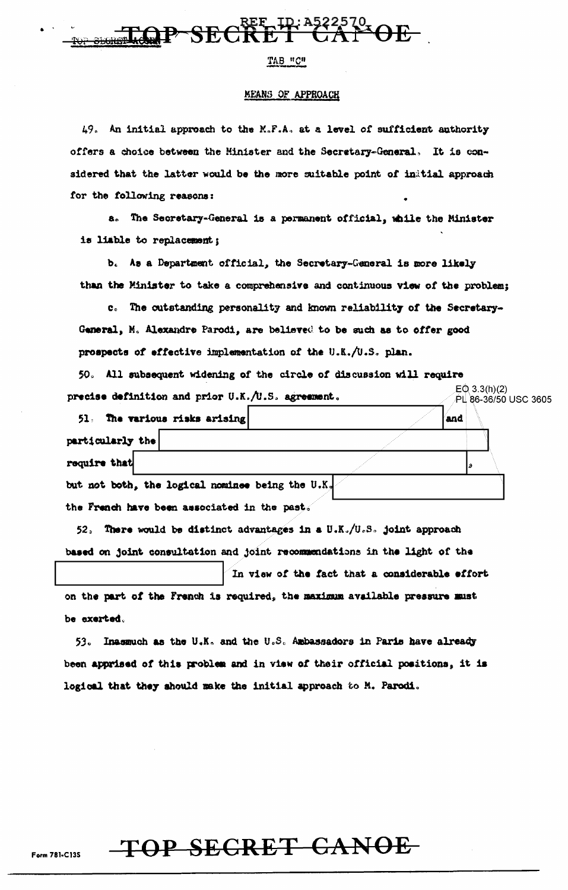TAB "C"

MEANS OF APPROACH

49. An initial approach to the M.F.A. at a level of sufficient authority offers a choice between the Minister and the Secretary-General. It is considered that the latter would be the more suitable point of initial approach for the following reasons:

a. The Secretary-General is a permanent official, while the Minister is liable to replacement;

b. As a Department official, the Secretary-General is more likely than the Minister to take a comprehensive and continuous view of the problem;

c. The outstanding personality and known reliability of the Secretary-General, M. Alexandre Parodi, are believed to be such as to offer good prospects of effective implementation of the U.K./U.S. plan.

50. All subsequent widening of the circle of discussion will require precise definition and prior U.K./U.S. agreement.

EO 3.3(h)(2)
PL 86-36/50 USC 3605

51. The various risks arising [REDACTED] and particularly the [REDACTED] require that [REDACTED], but not both, the logical nominee being the U.K. [REDACTED] the French have been associated in the past.

52. There would be distinct advantages in a U.K./U.S. joint approach based on joint consultation and joint recommendations in the light of the [REDACTED] In view of the fact that a considerable effort on the part of the French is required, the maximum available pressure must be exerted.

53. Inasmuch as the U.K. and the U.S. Ambassadors in Paris have already been apprised of this problem and in view of their official positions, it is logical that they should make the initial approach to M. Parodi.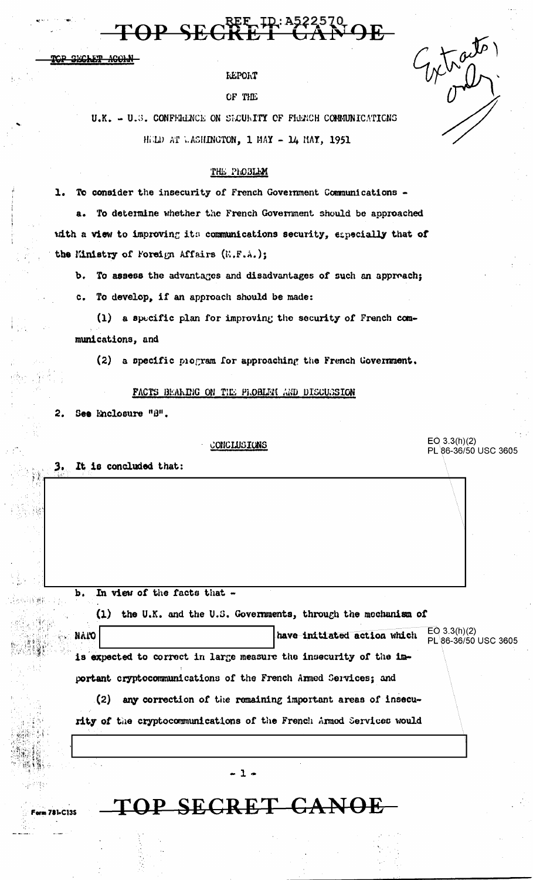TOP SECRET ACORN

REPORT

OF THE

U.K. - U.S. CONFERENCE ON SECURITY OF FRENCH COMMUNICATIONS

HELD AT WASHINGTON, 1 MAY - 14 MAY, 1951

Extracts only.

## THE PROBLEM

1. To consider the insecurity of French Government Communications -

a. To determine whether the French Government should be approached with a view to improving its communications security, especially that of the Ministry of Foreign Affairs (M.F.A.);

b. To assess the advantages and disadvantages of such an approach;

c. To develop, if an approach should be made:

(1) a specific plan for improving the security of French communications, and

(2) a specific program for approaching the French Government.

## FACTS BEARING ON THE PROBLEM AND DISCUSSION

2. See Enclosure "B".

## CONCLUSIONS

EO 3.3(h)(2)
PL 86-36/50 USC 3605

3. It is concluded that:

[REDACTED]

b. In view of the facts that -

(1) the U.K. and the U.S. Governments, through the mechanism of NATO [REDACTED] have initiated action which is expected to correct in large measure the insecurity of the important cryptocommunications of the French Armed Services; and

EO 3.3(h)(2)
PL 86-36/50 USC 3605

(2) any correction of the remaining important areas of insecurity of the cryptocommunications of the French Armed Services would

[REDACTED]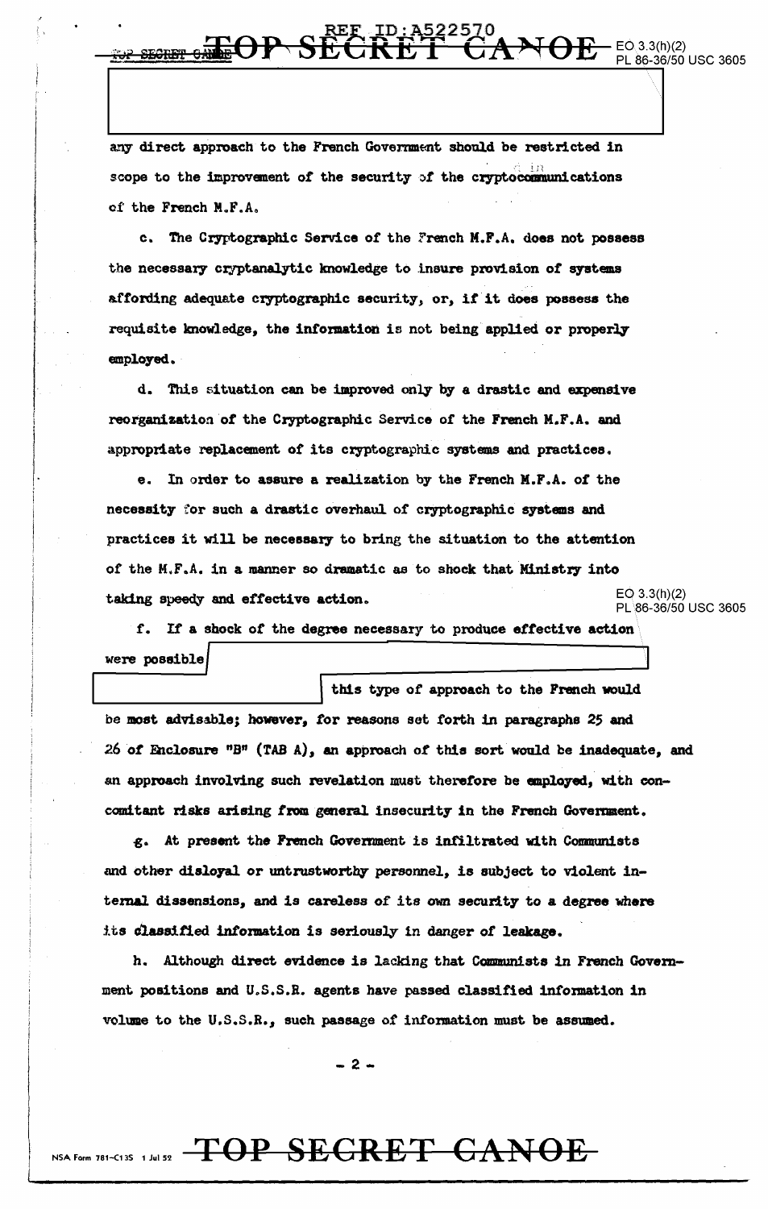any direct approach to the French Government should be restricted in scope to the improvement of the security of the cryptocommunications of the French M.F.A.

c. The Cryptographic Service of the French M.F.A. does not possess the necessary cryptanalytic knowledge to insure provision of systems affording adequate cryptographic security, or, if it does possess the requisite knowledge, the information is not being applied or properly employed.

d. This situation can be improved only by a drastic and expensive reorganization of the Cryptographic Service of the French M.F.A. and appropriate replacement of its cryptographic systems and practices.

e. In order to assure a realization by the French M.F.A. of the necessity for such a drastic overhaul of cryptographic systems and practices it will be necessary to bring the situation to the attention of the M.F.A. in a manner so dramatic as to shock that Ministry into taking speedy and effective action.

f. If a shock of the degree necessary to produce effective action were possible [redacted] this type of approach to the French would be most advisable; however, for reasons set forth in paragraphs 25 and 26 of Enclosure "B" (TAB A), an approach of this sort would be inadequate, and an approach involving such revelation must therefore be employed, with concomitant risks arising from general insecurity in the French Government.

g. At present the French Government is infiltrated with Communists and other disloyal or untrustworthy personnel, is subject to violent internal dissensions, and is careless of its own security to a degree where its classified information is seriously in danger of leakage.

h. Although direct evidence is lacking that Communists in French Government positions and U.S.S.R. agents have passed classified information in volume to the U.S.S.R., such passage of information must be assumed.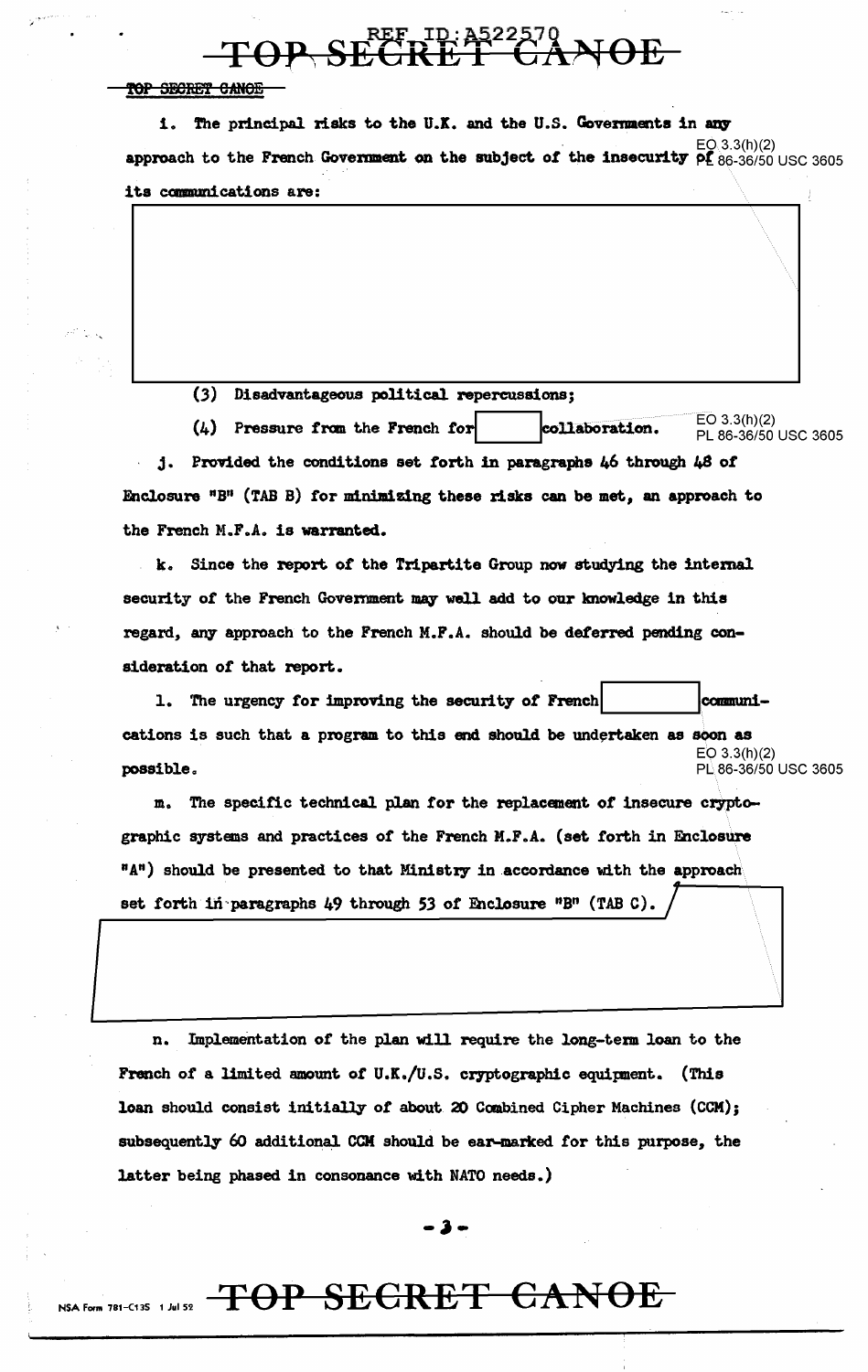TOP SECRET CANOE

i. The principal risks to the U.K. and the U.S. Governments in any approach to the French Government on the subject of the insecurity of its communications are:

EO 3.3(h)(2)
PL 86-36/50 USC 3605

(3) Disadvantageous political repercussions;

(4) Pressure from the French for [redacted] collaboration.

EO 3.3(h)(2)
PL 86-36/50 USC 3605

j. Provided the conditions set forth in paragraphs 46 through 48 of Enclosure "B" (TAB B) for minimizing these risks can be met, an approach to the French M.F.A. is warranted.

k. Since the report of the Tripartite Group now studying the internal security of the French Government may well add to our knowledge in this regard, any approach to the French M.F.A. should be deferred pending consideration of that report.

l. The urgency for improving the security of French [redacted] communications is such that a program to this end should be undertaken as soon as possible.

EO 3.3(h)(2)
PL 86-36/50 USC 3605

m. The specific technical plan for the replacement of insecure cryptographic systems and practices of the French M.F.A. (set forth in Enclosure "A") should be presented to that Ministry in accordance with the approach set forth in paragraphs 49 through 53 of Enclosure "B" (TAB C).

n. Implementation of the plan will require the long-term loan to the French of a limited amount of U.K./U.S. cryptographic equipment. (This loan should consist initially of about 20 Combined Cipher Machines (CCM); subsequently 60 additional CCM should be ear-marked for this purpose, the latter being phased in consonance with NATO needs.)

NSA Form 781-C13S 1 Jul 52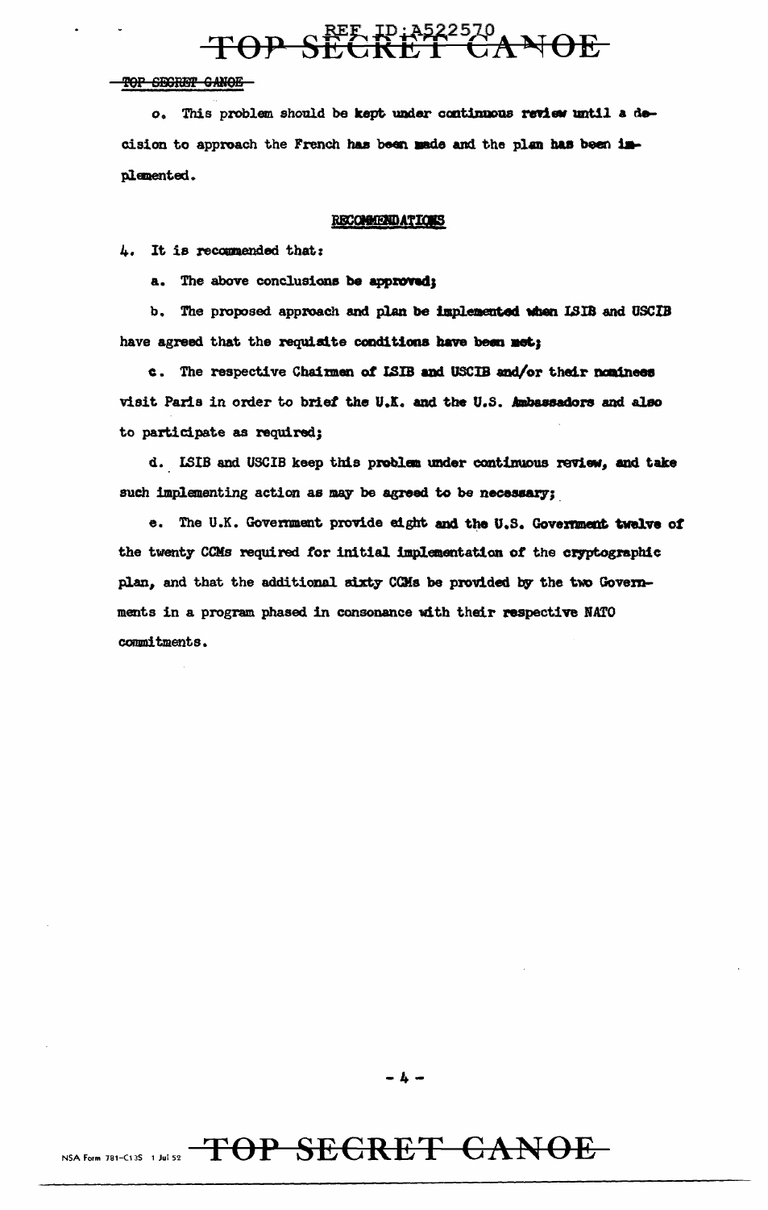o. This problem should be kept under continuous review until a decision to approach the French has been made and the plan has been implemented.

## RECOMMENDATIONS

4. It is recommended that:

a. The above conclusions be approved;

b. The proposed approach and plan be implemented when LSIB and USCIB have agreed that the requisite conditions have been met;

c. The respective Chairmen of LSIB and USCIB and/or their nominees visit Paris in order to brief the U.K. and the U.S. Ambassadors and also to participate as required;

d. LSIB and USCIB keep this problem under continuous review, and take such implementing action as may be agreed to be necessary;

e. The U.K. Government provide eight and the U.S. Government twelve of the twenty CCMs required for initial implementation of the cryptographic plan, and that the additional sixty CCMs be provided by the two Governments in a program phased in consonance with their respective NATO commitments.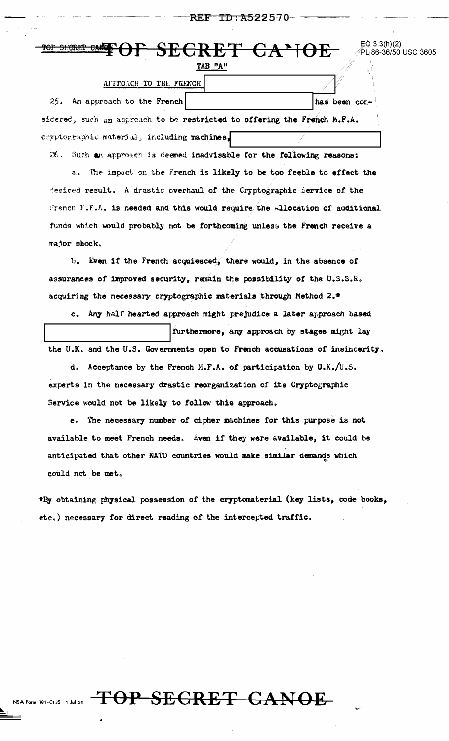TOP SECRET CANOE

TAB "A"

APPROACH TO THE FRENCH [redacted]

25. An approach to the French [redacted] has been considered, such an approach to be restricted to offering the French M.F.A. cryptographic material, including machines, [redacted]

26. Such an approach is deemed inadvisable for the following reasons:

a. The impact on the French is likely to be too feeble to effect the desired result. A drastic overhaul of the Cryptographic Service of the French M.F.A. is needed and this would require the allocation of additional funds which would probably not be forthcoming unless the French receive a major shock.

b. Even if the French acquiesced, there would, in the absence of assurances of improved security, remain the possibility of the U.S.S.R. acquiring the necessary cryptographic materials through Method 2.*

c. Any half hearted approach might prejudice a later approach based [redacted] furthermore, any approach by stages might lay the U.K. and the U.S. Governments open to French accusations of insincerity.

d. Acceptance by the French M.F.A. of participation by U.K./U.S. experts in the necessary drastic reorganization of its Cryptographic Service would not be likely to follow this approach.

e. The necessary number of cipher machines for this purpose is not available to meet French needs. Even if they were available, it could be anticipated that other NATO countries would make similar demands which could not be met.

*By obtaining physical possession of the cryptomaterial (key lists, code books, etc.) necessary for direct reading of the intercepted traffic.

TOP SECRET CANOE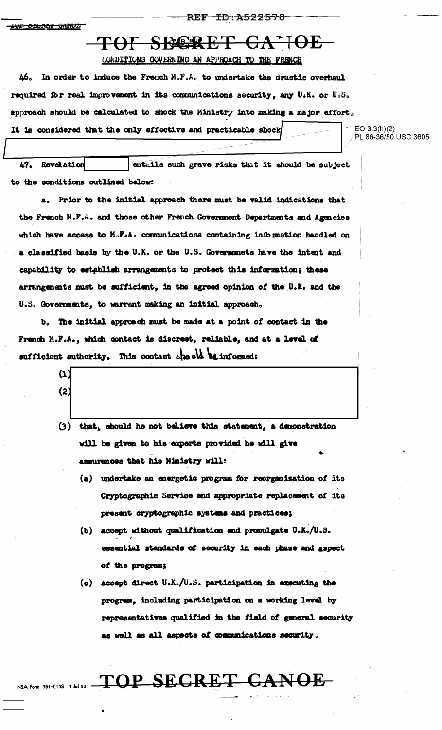# TOP SECRET CANOE

CONDITIONS GOVERNING AN APPROACH TO THE FRENCH

46. In order to induce the French M.F.A. to undertake the drastic overhaul required for real improvement in its communications security, any U.K. or U.S. approach should be calculated to shock the Ministry into making a major effort. It is considered that the only effective and practicable shock

EO 3.3(h)(2)
PL 86-36/50 USC 3605

47. Revelation entails such grave risks that it should be subject to the conditions outlined below:

a. Prior to the initial approach there must be valid indications that the French M.F.A. and those other French Government Departments and Agencies which have access to M.F.A. communications containing information handled on a classified basis by the U.K. or the U.S. Governmnets have the intent and capability to establish arrangements to protect this information; these arrangements must be sufficient, in the agreed opinion of the U.K. and the U.S. Governments, to warrant making an initial approach.

b. The initial approach must be made at a point of contact in the French M.F.A., which contact is discreet, reliable, and at a level of sufficient authority. This contact should be informed:

(1)

(2)

(3) that, should he not believe this statement, a demonstration will be given to his experts provided he will give assurances that his Ministry will:

(a) undertake an energetic program for reorganisation of its Cryptographic Service and appropriate replacement of its present cryptographic systems and practices;

(b) accept without qualification and promulgate U.K./U.S. essential standards of security in each phase and aspect of the program;

(c) accept direct U.K./U.S. participation in executing the program, including participation on a working level by representatives qualified in the field of general security as well as all aspects of communications security.

TOP SECRET CANOE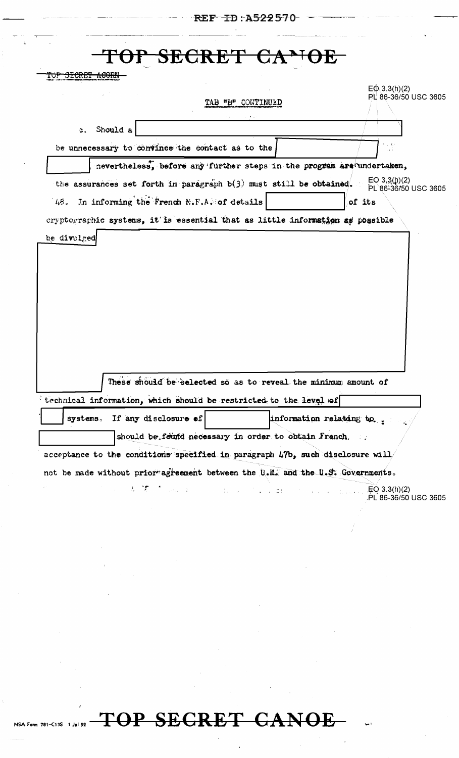TOP SECRET CANOE

~~TOP SECRET ACORN~~

EO 3.3(h)(2)
PL 86-36/50 USC 3605

TAB "B" CONTINUED

c. Should a [redacted] be unnecessary to convince the contact as to the [redacted] [redacted], nevertheless, before any further steps in the program are undertaken, the assurances set forth in paragraph b(3) must still be obtained.

EO 3.3(h)(2)
PL 86-36/50 USC 3605

48. In informing the French M.F.A. of details [redacted] of its cryptographic systems, it is essential that as little information as possible be divulged [redacted]

[redacted] These should be selected so as to reveal the minimum amount of technical information, which should be restricted to the level of [redacted] [redacted] systems. If any disclosure of [redacted] information relating to [redacted] should be found necessary in order to obtain French acceptance to the conditions specified in paragraph 47b, such disclosure will not be made without prior agreement between the U.K. and the U.S. Governments.

EO 3.3(h)(2)
PL 86-36/50 USC 3605

TOP SECRET CANOE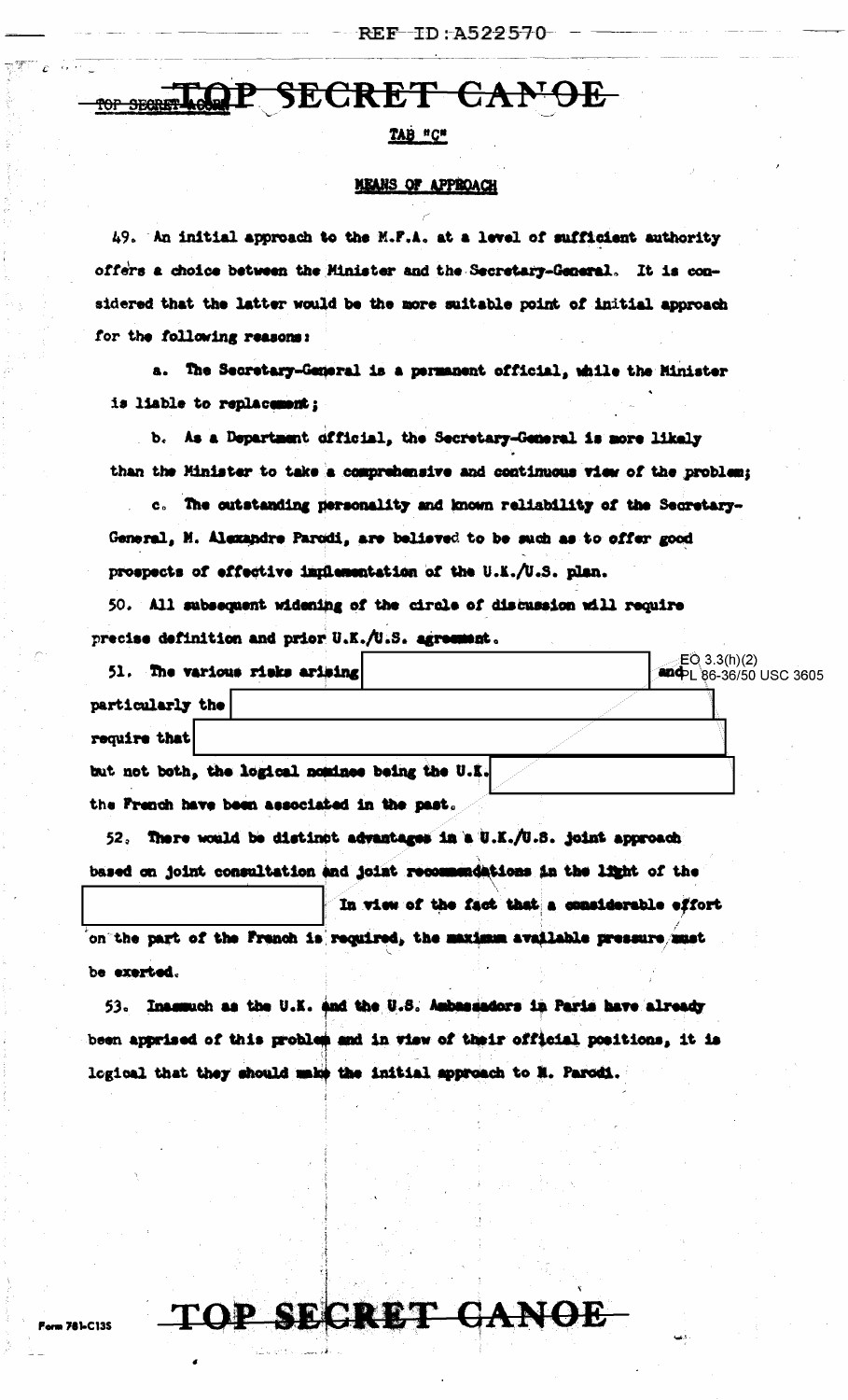TOP SECRET CANOE

TAB "C"

**MEANS OF APPROACH**

49. An initial approach to the M.F.A. at a level of sufficient authority offers a choice between the Minister and the Secretary-General. It is considered that the latter would be the more suitable point of initial approach for the following reasons:

a. The Secretary-General is a permanent official, while the Minister is liable to replacement;

b. As a Department official, the Secretary-General is more likely than the Minister to take a comprehensive and continuous view of the problem;

c. The outstanding personality and known reliability of the Secretary-General, M. Alexandre Parodi, are believed to be such as to offer good prospects of effective implementation of the U.K./U.S. plan.

50. All subsequent widening of the circle of discussion will require precise definition and prior U.K./U.S. agreement.

51. The various risks arising [REDACTED] particularly the [REDACTED] require that [REDACTED] but not both, the logical nominee being the U.K. [REDACTED] the French have been associated in the past.

EO 3.3(h)(2) and PL 86-36/50 USC 3605

52. There would be distinct advantages in a U.K./U.S. joint approach based on joint consultation and joint recommendations in the light of the [REDACTED] In view of the fact that a considerable effort on the part of the French is required, the maximum available pressure must be exerted.

53. Inasmuch as the U.K. and the U.S. Ambassadors in Paris have already been apprised of this problem and in view of their official positions, it is logical that they should make the initial approach to M. Parodi.

TOP SECRET CANOE

Form 781-C13S